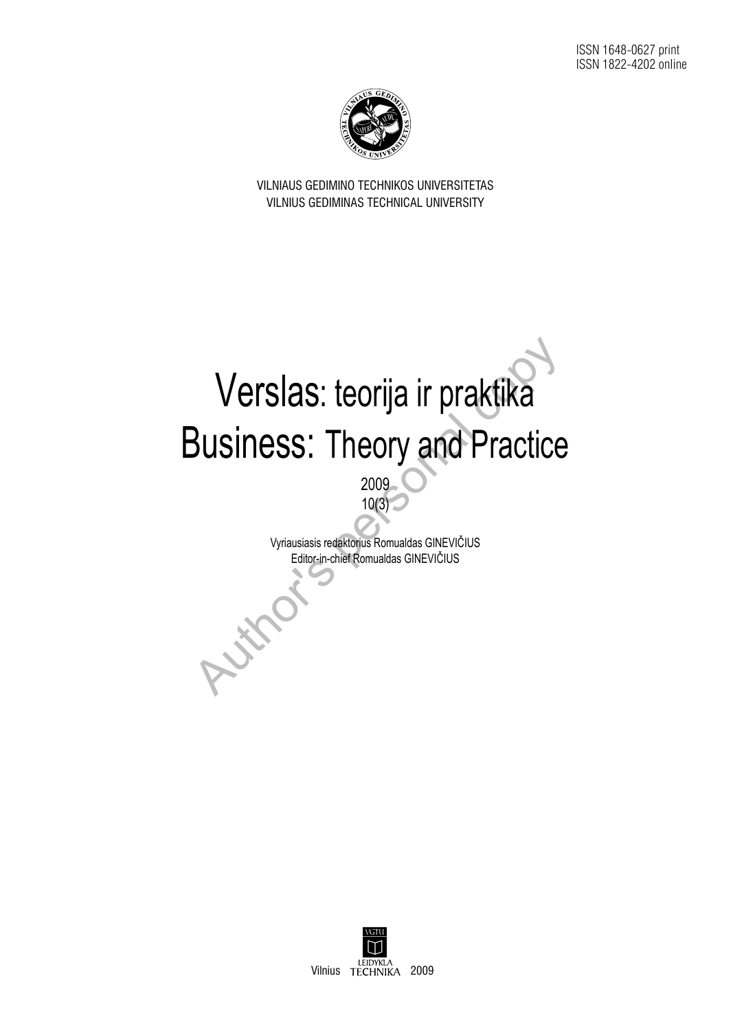ISSN 1648-0627 print
ISSN 1822-4202 online

VILNIAUS GEDIMINO TECHNIKOS UNIVERSITETAS
VILNIUS GEDIMINAS TECHNICAL UNIVERSITY

# Verslas: teorija ir praktika
# Business: Theory and Practice

2009
10(3)

Vyriausiasis redaktorius Romualdas GINEVIČIUS
Editor-in-chief Romualdas GINEVIČIUS

Author's personal copy

Vilnius TECHNIKA 2009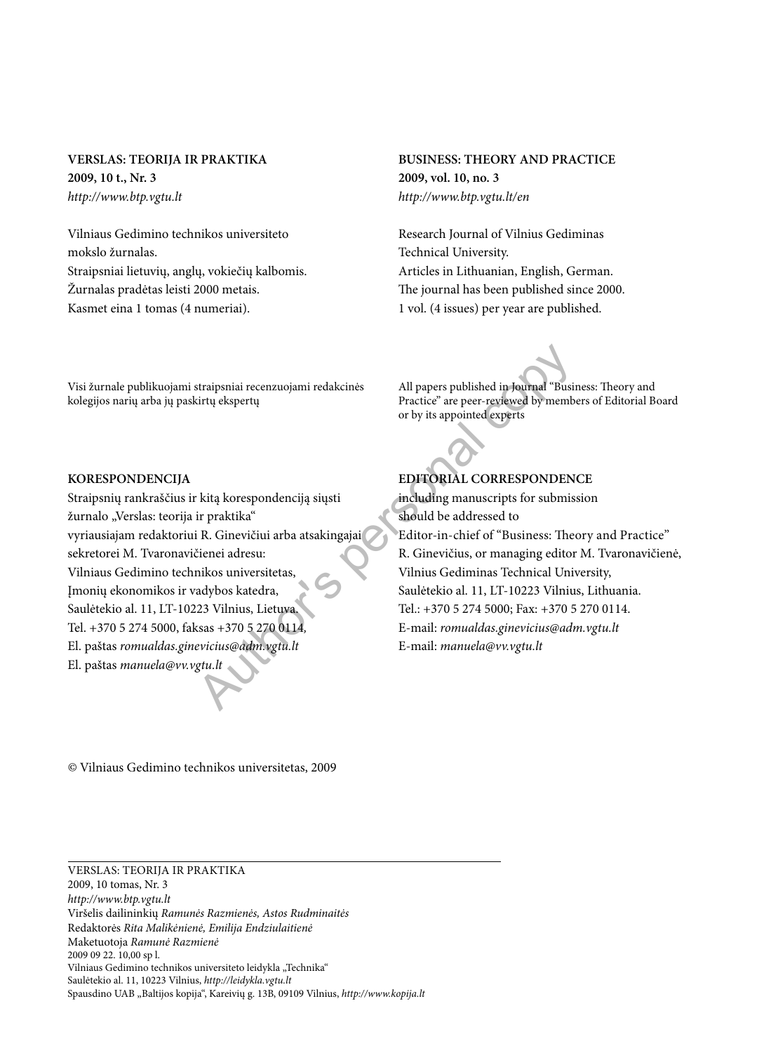**VERSLAS: TEORIJA IR PRAKTIKA**
**2009, 10 t., Nr. 3**
*http://www.btp.vgtu.lt*

Vilniaus Gedimino technikos universiteto mokslo žurnalas.
Straipsniai lietuvių, anglų, vokiečių kalbomis.
Žurnalas pradėtas leisti 2000 metais.
Kasmet eina 1 tomas (4 numeriai).

Visi žurnale publikuojami straipsniai recenzuojami redakcinės kolegijos narių arba jų paskirtų ekspertų

**KORESPONDENCIJA**

Straipsnių rankraščius ir kitą korespondenciją siųsti žurnalo „Verslas: teorija ir praktika“ vyriausiajam redaktoriui R. Ginevičiui arba atsakingajai sekretorei M. Tvaronavičienei adresu:
Vilniaus Gedimino technikos universitetas,
Įmonių ekonomikos ir vadybos katedra,
Saulėtekio al. 11, LT-10223 Vilnius, Lietuva.
Tel. +370 5 274 5000, faksas +370 5 270 0114,
El. paštas *romualdas.ginevicius@adm.vgtu.lt*
El. paštas *manuela@vv.vgtu.lt*

**BUSINESS: THEORY AND PRACTICE**
**2009, vol. 10, no. 3**
*http://www.btp.vgtu.lt/en*

Research Journal of Vilnius Gediminas Technical University.
Articles in Lithuanian, English, German.
The journal has been published since 2000.
1 vol. (4 issues) per year are published.

All papers published in Journal "Business: Theory and Practice" are peer-reviewed by members of Editorial Board or by its appointed experts

**EDITORIAL CORRESPONDENCE**

including manuscripts for submission should be addressed to
Editor-in-chief of "Business: Theory and Practice" R. Ginevičius, or managing editor M. Tvaronavičienė,
Vilnius Gediminas Technical University,
Saulėtekio al. 11, LT-10223 Vilnius, Lithuania.
Tel.: +370 5 274 5000; Fax: +370 5 270 0114.
E-mail: *romualdas.ginevicius@adm.vgtu.lt*
E-mail: *manuela@vv.vgtu.lt*

© Vilniaus Gedimino technikos universitetas, 2009

---

VERSLAS: TEORIJA IR PRAKTIKA
2009, 10 tomas, Nr. 3
*http://www.btp.vgtu.lt*
Viršelis dailininkių *Ramunės Razmienės, Astos Rudminaitės*
Redaktorės *Rita Malikėnienė, Emilija Endziulaitienė*
Maketuotoja *Ramunė Razmienė*
2009 09 22. 10,00 sp l.
Vilniaus Gedimino technikos universiteto leidykla „Technika“
Saulėtekio al. 11, 10223 Vilnius, *http://leidykla.vgtu.lt*
Spausdino UAB „Baltijos kopija“, Kareivių g. 13B, 09109 Vilnius, *http://www.kopija.lt*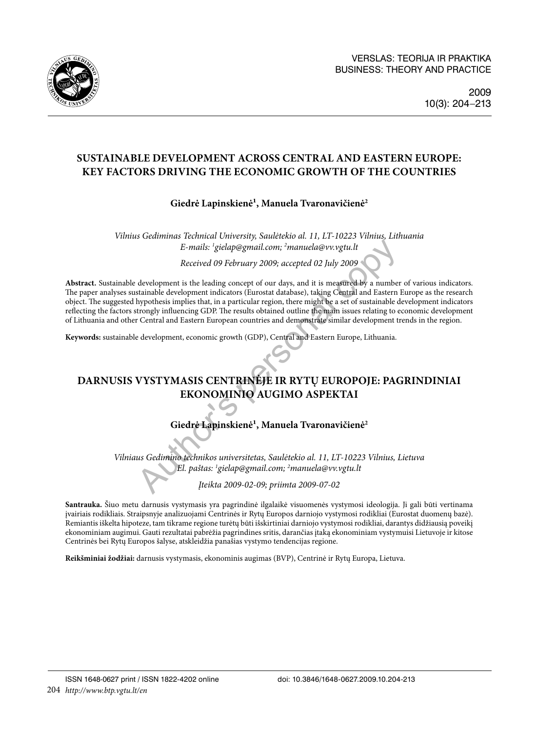# SUSTAINABLE DEVELOPMENT ACROSS CENTRAL AND EASTERN EUROPE: KEY FACTORS DRIVING THE ECONOMIC GROWTH OF THE COUNTRIES

**Giedrė Lapinskienė[1], Manuela Tvaronavičienė[2]**

*Vilnius Gediminas Technical University, Saulėtekio al. 11, LT-10223 Vilnius, Lithuania*
*E-mails: [1]gielap@gmail.com; [2]manuela@vv.vgtu.lt*

*Received 09 February 2009; accepted 02 July 2009*

**Abstract.** Sustainable development is the leading concept of our days, and it is measured by a number of various indicators. The paper analyses sustainable development indicators (Eurostat database), taking Central and Eastern Europe as the research object. The suggested hypothesis implies that, in a particular region, there might be a set of sustainable development indicators reflecting the factors strongly influencing GDP. The results obtained outline the main issues relating to economic development of Lithuania and other Central and Eastern European countries and demonstrate similar development trends in the region.

**Keywords:** sustainable development, economic growth (GDP), Central and Eastern Europe, Lithuania.

# DARNUSIS VYSTYMASIS CENTRINĖJE IR RYTŲ EUROPOJE: PAGRINDINIAI EKONOMINIO AUGIMO ASPEKTAI

**Giedrė Lapinskienė[1], Manuela Tvaronavičienė[2]**

*Vilniaus Gedimino technikos universitetas, Saulėtekio al. 11, LT-10223 Vilnius, Lietuva*
*El. paštas: [1]gielap@gmail.com; [2]manuela@vv.vgtu.lt*

*Įteikta 2009-02-09; priimta 2009-07-02*

**Santrauka.** Šiuo metu darnusis vystymasis yra pagrindinė ilgalaikė visuomenės vystymosi ideologija. Ji gali būti vertinama įvairiais rodikliais. Straipsnyje analizuojami Centrinės ir Rytų Europos darniojo vystymosi rodikliai (Eurostat duomenų bazė). Remiantis iškelta hipoteze, tam tikrame regione turėtų būti išskirtiniai darniojo vystymosi rodikliai, darantys didžiausią poveikį ekonominiam augimui. Gauti rezultatai pabrėžia pagrindines sritis, darančias įtaką ekonominiam vystymuisi Lietuvoje ir kitose Centrinės bei Rytų Europos šalyse, atskleidžia panašias vystymo tendencijas regione.

**Reikšminiai žodžiai:** darnusis vystymasis, ekonominis augimas (BVP), Centrinė ir Rytų Europa, Lietuva.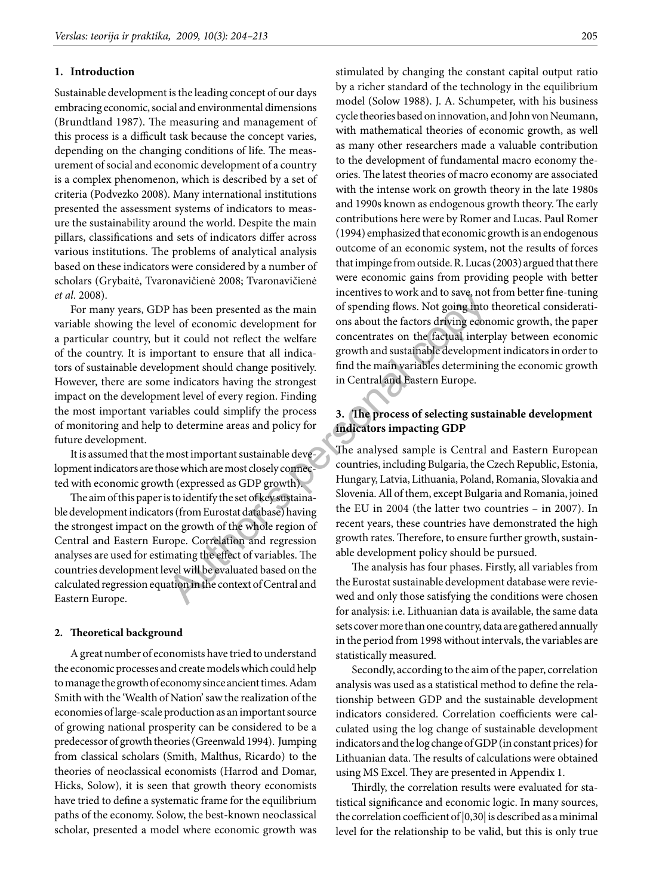## 1. Introduction

Sustainable development is the leading concept of our days embracing economic, social and environmental dimensions (Brundtland 1987). The measuring and management of this process is a difficult task because the concept varies, depending on the changing conditions of life. The measurement of social and economic development of a country is a complex phenomenon, which is described by a set of criteria (Podvezko 2008). Many international institutions presented the assessment systems of indicators to measure the sustainability around the world. Despite the main pillars, classifications and sets of indicators differ across various institutions. The problems of analytical analysis based on these indicators were considered by a number of scholars (Grybaitė, Tvaronavičienė 2008; Tvaronavičienė *et al.* 2008).

For many years, GDP has been presented as the main variable showing the level of economic development for a particular country, but it could not reflect the welfare of the country. It is important to ensure that all indicators of sustainable development should change positively. However, there are some indicators having the strongest impact on the development level of every region. Finding the most important variables could simplify the process of monitoring and help to determine areas and policy for future development.

It is assumed that the most important sustainable development indicators are those which are most closely connected with economic growth (expressed as GDP growth).

The aim of this paper is to identify the set of key sustainable development indicators (from Eurostat database) having the strongest impact on the growth of the whole region of Central and Eastern Europe. Correlation and regression analyses are used for estimating the effect of variables. The countries development level will be evaluated based on the calculated regression equation in the context of Central and Eastern Europe.

## 2. Theoretical background

A great number of economists have tried to understand the economic processes and create models which could help to manage the growth of economy since ancient times. Adam Smith with the 'Wealth of Nation' saw the realization of the economies of large-scale production as an important source of growing national prosperity can be considered to be a predecessor of growth theories (Greenwald 1994). Jumping from classical scholars (Smith, Malthus, Ricardo) to the theories of neoclassical economists (Harrod and Domar, Hicks, Solow), it is seen that growth theory economists have tried to define a systematic frame for the equilibrium paths of the economy. Solow, the best-known neoclassical scholar, presented a model where economic growth was stimulated by changing the constant capital output ratio by a richer standard of the technology in the equilibrium model (Solow 1988). J. A. Schumpeter, with his business cycle theories based on innovation, and John von Neumann, with mathematical theories of economic growth, as well as many other researchers made a valuable contribution to the development of fundamental macro economy theories. The latest theories of macro economy are associated with the intense work on growth theory in the late 1980s and 1990s known as endogenous growth theory. The early contributions here were by Romer and Lucas. Paul Romer (1994) emphasized that economic growth is an endogenous outcome of an economic system, not the results of forces that impinge from outside. R. Lucas (2003) argued that there were economic gains from providing people with better incentives to work and to save, not from better fine-tuning of spending flows. Not going into theoretical considerations about the factors driving economic growth, the paper concentrates on the factual interplay between economic growth and sustainable development indicators in order to find the main variables determining the economic growth in Central and Eastern Europe.

## 3. The process of selecting sustainable development indicators impacting GDP

The analysed sample is Central and Eastern European countries, including Bulgaria, the Czech Republic, Estonia, Hungary, Latvia, Lithuania, Poland, Romania, Slovakia and Slovenia. All of them, except Bulgaria and Romania, joined the EU in 2004 (the latter two countries – in 2007). In recent years, these countries have demonstrated the high growth rates. Therefore, to ensure further growth, sustainable development policy should be pursued.

The analysis has four phases. Firstly, all variables from the Eurostat sustainable development database were reviewed and only those satisfying the conditions were chosen for analysis: i.e. Lithuanian data is available, the same data sets cover more than one country, data are gathered annually in the period from 1998 without intervals, the variables are statistically measured.

Secondly, according to the aim of the paper, correlation analysis was used as a statistical method to define the relationship between GDP and the sustainable development indicators considered. Correlation coefficients were calculated using the log change of sustainable development indicators and the log change of GDP (in constant prices) for Lithuanian data. The results of calculations were obtained using MS Excel. They are presented in Appendix 1.

Thirdly, the correlation results were evaluated for statistical significance and economic logic. In many sources, the correlation coefficient of |0,30| is described as a minimal level for the relationship to be valid, but this is only true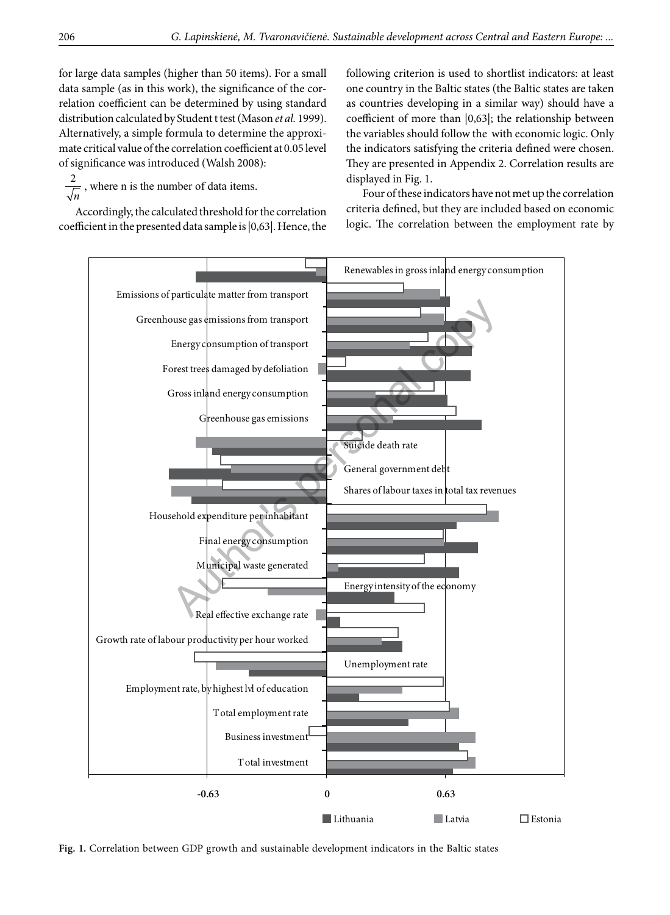for large data samples (higher than 50 items). For a small data sample (as in this work), the significance of the correlation coefficient can be determined by using standard distribution calculated by Student t test (Mason *et al.* 1999). Alternatively, a simple formula to determine the approximate critical value of the correlation coefficient at 0.05 level of significance was introduced (Walsh 2008):

$\frac{2}{\sqrt{n}}$, where n is the number of data items.

Accordingly, the calculated threshold for the correlation coefficient in the presented data sample is |0,63|. Hence, the following criterion is used to shortlist indicators: at least one country in the Baltic states (the Baltic states are taken as countries developing in a similar way) should have a coefficient of more than |0,63|; the relationship between the variables should follow the with economic logic. Only the indicators satisfying the criteria defined were chosen. They are presented in Appendix 2. Correlation results are displayed in Fig. 1.

Four of these indicators have not met up the correlation criteria defined, but they are included based on economic logic. The correlation between the employment rate by

**Fig. 1.** Correlation between GDP growth and sustainable development indicators in the Baltic states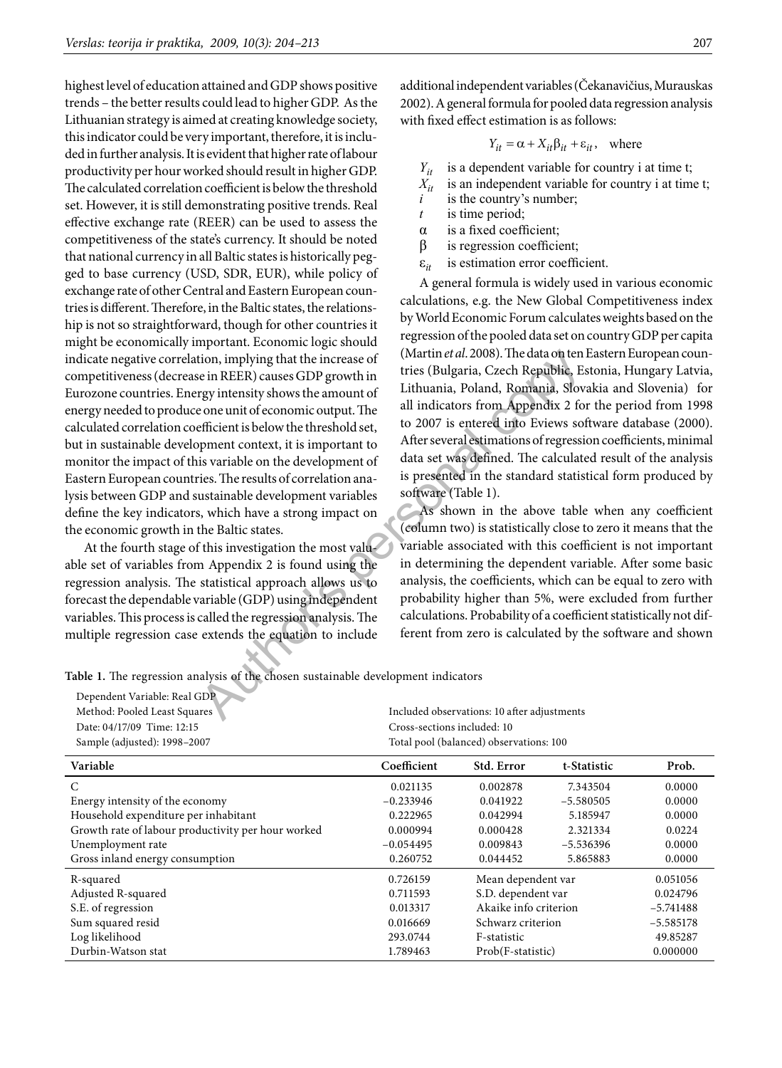highest level of education attained and GDP shows positive trends – the better results could lead to higher GDP. As the Lithuanian strategy is aimed at creating knowledge society, this indicator could be very important, therefore, it is included in further analysis. It is evident that higher rate of labour productivity per hour worked should result in higher GDP. The calculated correlation coefficient is below the threshold set. However, it is still demonstrating positive trends. Real effective exchange rate (REER) can be used to assess the competitiveness of the state's currency. It should be noted that national currency in all Baltic states is historically pegged to base currency (USD, SDR, EUR), while policy of exchange rate of other Central and Eastern European countries is different. Therefore, in the Baltic states, the relationship is not so straightforward, though for other countries it might be economically important. Economic logic should indicate negative correlation, implying that the increase of competitiveness (decrease in REER) causes GDP growth in Eurozone countries. Energy intensity shows the amount of energy needed to produce one unit of economic output. The calculated correlation coefficient is below the threshold set, but in sustainable development context, it is important to monitor the impact of this variable on the development of Eastern European countries. The results of correlation analysis between GDP and sustainable development variables define the key indicators, which have a strong impact on the economic growth in the Baltic states.

At the fourth stage of this investigation the most valuable set of variables from Appendix 2 is found using the regression analysis. The statistical approach allows us to forecast the dependable variable (GDP) using independent variables. This process is called the regression analysis. The multiple regression case extends the equation to include additional independent variables (Čekanavičius, Murauskas 2002). A general formula for pooled data regression analysis with fixed effect estimation is as follows:

$$Y_{it} = \alpha + X_{it}\beta_{it} + \varepsilon_{it}, \quad \text{where}$$

- $Y_{it}$ is a dependent variable for country i at time t;
- $X_{it}$ is an independent variable for country i at time t;
- $i$ is the country's number;
- $t$ is time period;
- $\alpha$ is a fixed coefficient;
- $\beta$ is regression coefficient;
- $\varepsilon_{it}$ is estimation error coefficient.

A general formula is widely used in various economic calculations, e.g. the New Global Competitiveness index by World Economic Forum calculates weights based on the regression of the pooled data set on country GDP per capita (Martin *et al.* 2008). The data on ten Eastern European countries (Bulgaria, Czech Republic, Estonia, Hungary Latvia, Lithuania, Poland, Romania, Slovakia and Slovenia) for all indicators from Appendix 2 for the period from 1998 to 2007 is entered into Eviews software database (2000). After several estimations of regression coefficients, minimal data set was defined. The calculated result of the analysis is presented in the standard statistical form produced by software (Table 1).

As shown in the above table when any coefficient (column two) is statistically close to zero it means that the variable associated with this coefficient is not important in determining the dependent variable. After some basic analysis, the coefficients, which can be equal to zero with probability higher than 5%, were excluded from further calculations. Probability of a coefficient statistically not different from zero is calculated by the software and shown

**Table 1.** The regression analysis of the chosen sustainable development indicators

Dependent Variable: Real GDP
Method: Pooled Least Squares
Date: 04/17/09 Time: 12:15
Sample (adjusted): 1998–2007
Included observations: 10 after adjustments
Cross-sections included: 10
Total pool (balanced) observations: 100

| Variable | Coefficient | Std. Error | t-Statistic | Prob. |
|---|---|---|---|---|
| C | 0.021135 | 0.002878 | 7.343504 | 0.0000 |
| Energy intensity of the economy | −0.233946 | 0.041922 | −5.580505 | 0.0000 |
| Household expenditure per inhabitant | 0.222965 | 0.042994 | 5.185947 | 0.0000 |
| Growth rate of labour productivity per hour worked | 0.000994 | 0.000428 | 2.321334 | 0.0224 |
| Unemployment rate | −0.054495 | 0.009843 | −5.536396 | 0.0000 |
| Gross inland energy consumption | 0.260752 | 0.044452 | 5.865883 | 0.0000 |
| R-squared | 0.726159 | Mean dependent var | | 0.051056 |
| Adjusted R-squared | 0.711593 | S.D. dependent var | | 0.024796 |
| S.E. of regression | 0.013317 | Akaike info criterion | | −5.741488 |
| Sum squared resid | 0.016669 | Schwarz criterion | | −5.585178 |
| Log likelihood | 293.0744 | F-statistic | | 49.85287 |
| Durbin-Watson stat | 1.789463 | Prob(F-statistic) | | 0.000000 |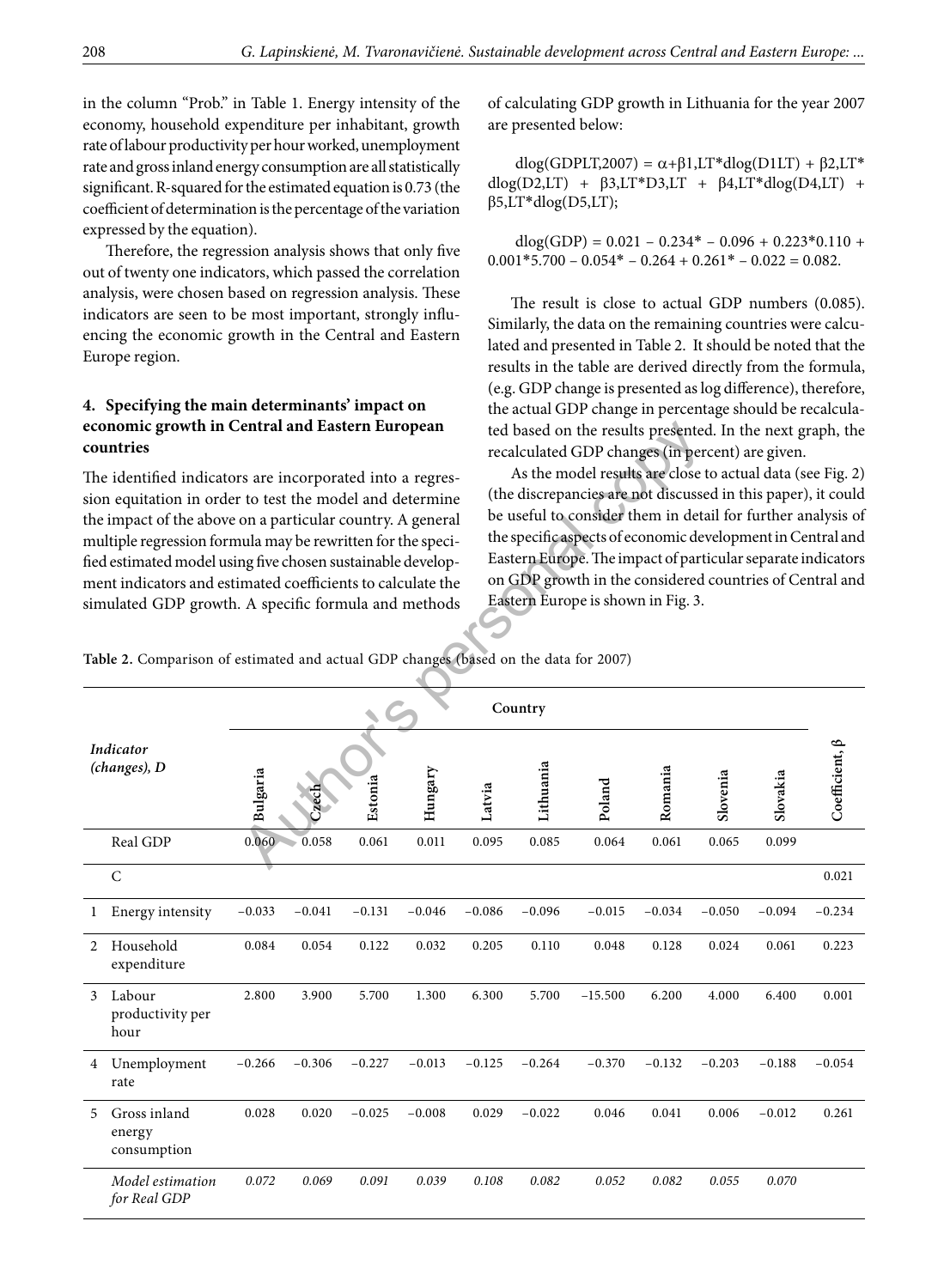in the column "Prob." in Table 1. Energy intensity of the economy, household expenditure per inhabitant, growth rate of labour productivity per hour worked, unemployment rate and gross inland energy consumption are all statistically significant. R-squared for the estimated equation is 0.73 (the coefficient of determination is the percentage of the variation expressed by the equation).

Therefore, the regression analysis shows that only five out of twenty one indicators, which passed the correlation analysis, were chosen based on regression analysis. These indicators are seen to be most important, strongly influencing the economic growth in the Central and Eastern Europe region.

## 4. Specifying the main determinants' impact on economic growth in Central and Eastern European countries

The identified indicators are incorporated into a regression equitation in order to test the model and determine the impact of the above on a particular country. A general multiple regression formula may be rewritten for the specified estimated model using five chosen sustainable development indicators and estimated coefficients to calculate the simulated GDP growth. A specific formula and methods of calculating GDP growth in Lithuania for the year 2007 are presented below:

$$dlog(GDPLT,2007) = \alpha+\beta1,LT*dlog(D1LT) + \beta2,LT*dlog(D2,LT) + \beta3,LT*D3,LT + \beta4,LT*dlog(D4,LT) + \beta5,LT*dlog(D5,LT);$$

$$dlog(GDP) = 0.021 - 0.234* - 0.096 + 0.223*0.110 + 0.001*5.700 - 0.054* - 0.264 + 0.261* - 0.022 = 0.082.$$

The result is close to actual GDP numbers (0.085). Similarly, the data on the remaining countries were calculated and presented in Table 2. It should be noted that the results in the table are derived directly from the formula, (e.g. GDP change is presented as log difference), therefore, the actual GDP change in percentage should be recalculated based on the results presented. In the next graph, the recalculated GDP changes (in percent) are given.

As the model results are close to actual data (see Fig. 2) (the discrepancies are not discussed in this paper), it could be useful to consider them in detail for further analysis of the specific aspects of economic development in Central and Eastern Europe. The impact of particular separate indicators on GDP growth in the considered countries of Central and Eastern Europe is shown in Fig. 3.

**Table 2.** Comparison of estimated and actual GDP changes (based on the data for 2007)

| | *Indicator (changes), D* | Country | | | | | | | | | | Coefficient, β |
|---|---|---|---|---|---|---|---|---|---|---|---|---|
| | | Bulgaria | Czech | Estonia | Hungary | Latvia | Lithuania | Poland | Romania | Slovenia | Slovakia | |
| | Real GDP | 0.060 | 0.058 | 0.061 | 0.011 | 0.095 | 0.085 | 0.064 | 0.061 | 0.065 | 0.099 | |
| | C | | | | | | | | | | | 0.021 |
| 1 | Energy intensity | −0.033 | −0.041 | −0.131 | −0.046 | −0.086 | −0.096 | −0.015 | −0.034 | −0.050 | −0.094 | −0.234 |
| 2 | Household expenditure | 0.084 | 0.054 | 0.122 | 0.032 | 0.205 | 0.110 | 0.048 | 0.128 | 0.024 | 0.061 | 0.223 |
| 3 | Labour productivity per hour | 2.800 | 3.900 | 5.700 | 1.300 | 6.300 | 5.700 | −15.500 | 6.200 | 4.000 | 6.400 | 0.001 |
| 4 | Unemployment rate | −0.266 | −0.306 | −0.227 | −0.013 | −0.125 | −0.264 | −0.370 | −0.132 | −0.203 | −0.188 | −0.054 |
| 5 | Gross inland energy consumption | 0.028 | 0.020 | −0.025 | −0.008 | 0.029 | −0.022 | 0.046 | 0.041 | 0.006 | −0.012 | 0.261 |
| | *Model estimation for Real GDP* | *0.072* | *0.069* | *0.091* | *0.039* | *0.108* | *0.082* | *0.052* | *0.082* | *0.055* | *0.070* | |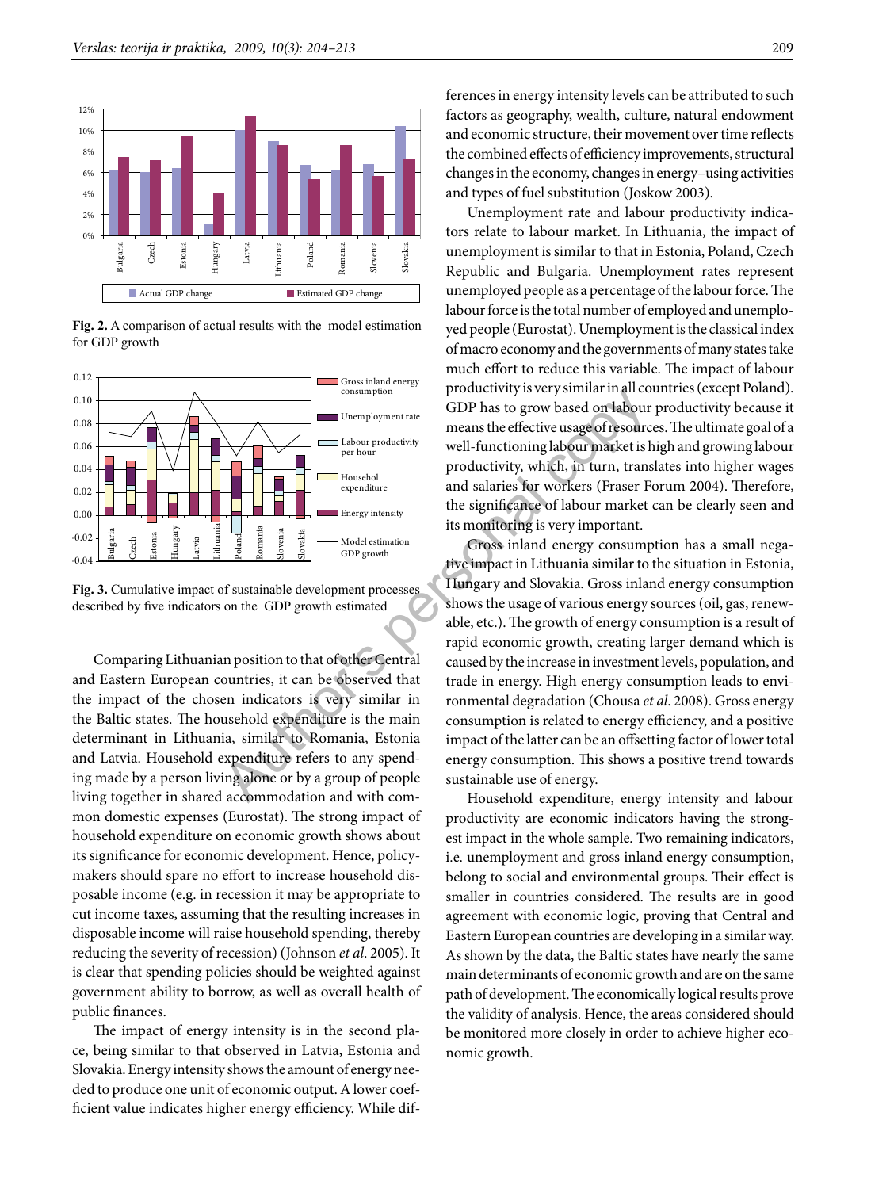Fig. 2. A comparison of actual results with the model estimation for GDP growth

Fig. 3. Cumulative impact of sustainable development processes described by five indicators on the GDP growth estimated

Comparing Lithuanian position to that of other Central and Eastern European countries, it can be observed that the impact of the chosen indicators is very similar in the Baltic states. The household expenditure is the main determinant in Lithuania, similar to Romania, Estonia and Latvia. Household expenditure refers to any spending made by a person living alone or by a group of people living together in shared accommodation and with common domestic expenses (Eurostat). The strong impact of household expenditure on economic growth shows about its significance for economic development. Hence, policymakers should spare no effort to increase household disposable income (e.g. in recession it may be appropriate to cut income taxes, assuming that the resulting increases in disposable income will raise household spending, thereby reducing the severity of recession) (Johnson *et al*. 2005). It is clear that spending policies should be weighted against government ability to borrow, as well as overall health of public finances.

The impact of energy intensity is in the second place, being similar to that observed in Latvia, Estonia and Slovakia. Energy intensity shows the amount of energy needed to produce one unit of economic output. A lower coefficient value indicates higher energy efficiency. While differences in energy intensity levels can be attributed to such factors as geography, wealth, culture, natural endowment and economic structure, their movement over time reflects the combined effects of efficiency improvements, structural changes in the economy, changes in energy–using activities and types of fuel substitution (Joskow 2003).

Unemployment rate and labour productivity indicators relate to labour market. In Lithuania, the impact of unemployment is similar to that in Estonia, Poland, Czech Republic and Bulgaria. Unemployment rates represent unemployed people as a percentage of the labour force. The labour force is the total number of employed and unemployed people (Eurostat). Unemployment is the classical index of macro economy and the governments of many states take much effort to reduce this variable. The impact of labour productivity is very similar in all countries (except Poland). GDP has to grow based on labour productivity because it means the effective usage of resources. The ultimate goal of a well-functioning labour market is high and growing labour productivity, which, in turn, translates into higher wages and salaries for workers (Fraser Forum 2004). Therefore, the significance of labour market can be clearly seen and its monitoring is very important.

Gross inland energy consumption has a small negative impact in Lithuania similar to the situation in Estonia, Hungary and Slovakia. Gross inland energy consumption shows the usage of various energy sources (oil, gas, renewable, etc.). The growth of energy consumption is a result of rapid economic growth, creating larger demand which is caused by the increase in investment levels, population, and trade in energy. High energy consumption leads to environmental degradation (Chousa *et al*. 2008). Gross energy consumption is related to energy efficiency, and a positive impact of the latter can be an offsetting factor of lower total energy consumption. This shows a positive trend towards sustainable use of energy.

Household expenditure, energy intensity and labour productivity are economic indicators having the strongest impact in the whole sample. Two remaining indicators, i.e. unemployment and gross inland energy consumption, belong to social and environmental groups. Their effect is smaller in countries considered. The results are in good agreement with economic logic, proving that Central and Eastern European countries are developing in a similar way. As shown by the data, the Baltic states have nearly the same main determinants of economic growth and are on the same path of development. The economically logical results prove the validity of analysis. Hence, the areas considered should be monitored more closely in order to achieve higher economic growth.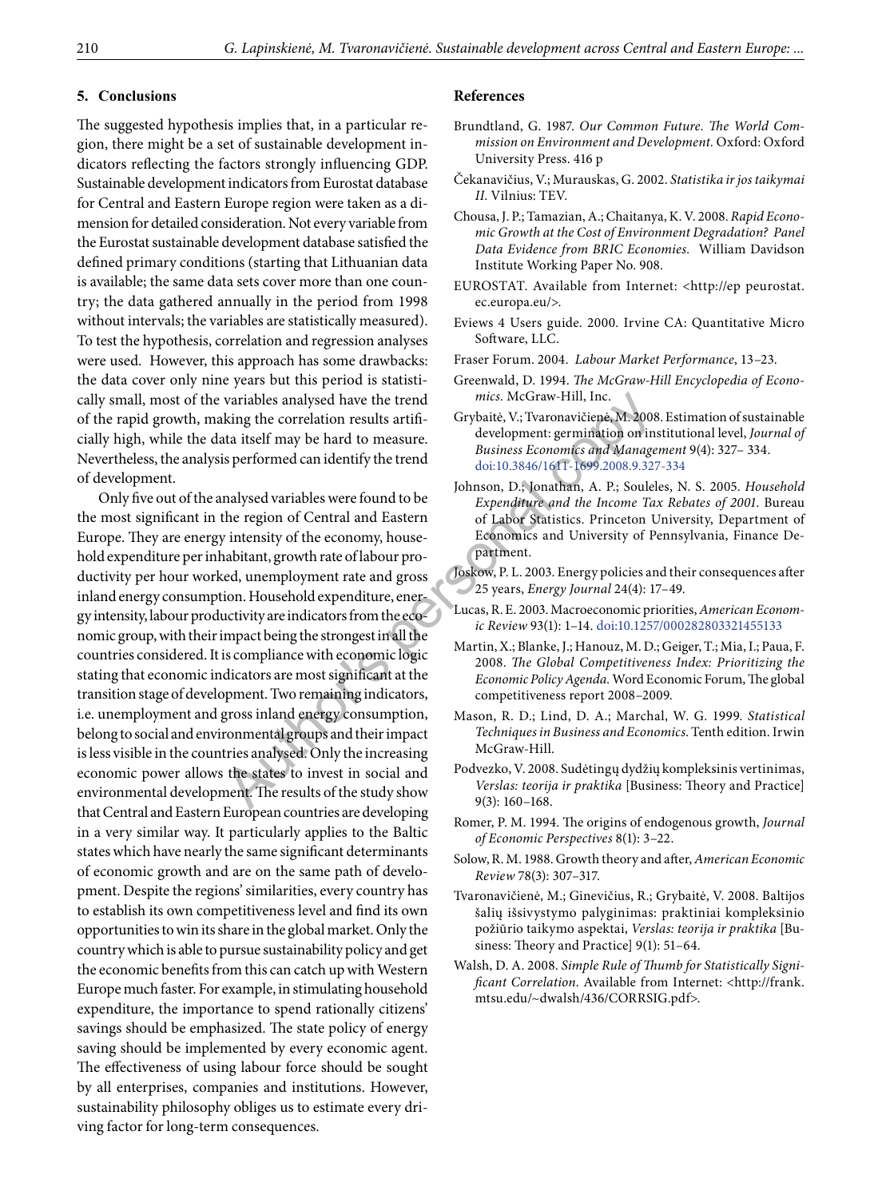## 5. Conclusions

The suggested hypothesis implies that, in a particular region, there might be a set of sustainable development indicators reflecting the factors strongly influencing GDP. Sustainable development indicators from Eurostat database for Central and Eastern Europe region were taken as a dimension for detailed consideration. Not every variable from the Eurostat sustainable development database satisfied the defined primary conditions (starting that Lithuanian data is available; the same data sets cover more than one country; the data gathered annually in the period from 1998 without intervals; the variables are statistically measured). To test the hypothesis, correlation and regression analyses were used. However, this approach has some drawbacks: the data cover only nine years but this period is statistically small, most of the variables analysed have the trend of the rapid growth, making the correlation results artificially high, while the data itself may be hard to measure. Nevertheless, the analysis performed can identify the trend of development.

Only five out of the analysed variables were found to be the most significant in the region of Central and Eastern Europe. They are energy intensity of the economy, household expenditure per inhabitant, growth rate of labour productivity per hour worked, unemployment rate and gross inland energy consumption. Household expenditure, energy intensity, labour productivity are indicators from the economic group, with their impact being the strongest in all the countries considered. It is compliance with economic logic stating that economic indicators are most significant at the transition stage of development. Two remaining indicators, i.e. unemployment and gross inland energy consumption, belong to social and environmental groups and their impact is less visible in the countries analysed. Only the increasing economic power allows the states to invest in social and environmental development. The results of the study show that Central and Eastern European countries are developing in a very similar way. It particularly applies to the Baltic states which have nearly the same significant determinants of economic growth and are on the same path of development. Despite the regions' similarities, every country has to establish its own competitiveness level and find its own opportunities to win its share in the global market. Only the country which is able to pursue sustainability policy and get the economic benefits from this can catch up with Western Europe much faster. For example, in stimulating household expenditure, the importance to spend rationally citizens' savings should be emphasized. The state policy of energy saving should be implemented by every economic agent. The effectiveness of using labour force should be sought by all enterprises, companies and institutions. However, sustainability philosophy obliges us to estimate every driving factor for long-term consequences.

## References

Brundtland, G. 1987. *Our Common Future. The World Commission on Environment and Development*. Oxford: Oxford University Press. 416 p

Čekanavičius, V.; Murauskas, G. 2002. *Statistika ir jos taikymai II*. Vilnius: TEV.

Chousa, J. P.; Tamazian, A.; Chaitanya, K. V. 2008. *Rapid Economic Growth at the Cost of Environment Degradation? Panel Data Evidence from BRIC Economies*. William Davidson Institute Working Paper No. 908.

EUROSTAT. Available from Internet: <http://ep peurostat.ec.europa.eu/>.

Eviews 4 Users guide. 2000. Irvine CA: Quantitative Micro Software, LLC.

Fraser Forum. 2004. *Labour Market Performance*, 13–23.

Greenwald, D. 1994. *The McGraw-Hill Encyclopedia of Economics*. McGraw-Hill, Inc.

Grybaitė, V.; Tvaronavičienė, M. 2008. Estimation of sustainable development: germination on institutional level, *Journal of Business Economics and Management* 9(4): 327– 334. doi:10.3846/1611-1699.2008.9.327-334

Johnson, D.; Jonathan, A. P.; Souleles, N. S. 2005. *Household Expenditure and the Income Tax Rebates of 2001*. Bureau of Labor Statistics. Princeton University, Department of Economics and University of Pennsylvania, Finance Department.

Joskow, P. L. 2003. Energy policies and their consequences after 25 years, *Energy Journal* 24(4): 17–49.

Lucas, R. E. 2003. Macroeconomic priorities, *American Economic Review* 93(1): 1–14. doi:10.1257/000282803321455133

Martin, X.; Blanke, J.; Hanouz, M. D.; Geiger, T.; Mia, I.; Paua, F. 2008. *The Global Competitiveness Index: Prioritizing the Economic Policy Agenda*. Word Economic Forum, The global competitiveness report 2008–2009.

Mason, R. D.; Lind, D. A.; Marchal, W. G. 1999. *Statistical Techniques in Business and Economics*. Tenth edition. Irwin McGraw-Hill.

Podvezko, V. 2008. Sudėtingų dydžių kompleksinis vertinimas, *Verslas: teorija ir praktika* [Business: Theory and Practice] 9(3): 160–168.

Romer, P. M. 1994. The origins of endogenous growth, *Journal of Economic Perspectives* 8(1): 3–22.

Solow, R. M. 1988. Growth theory and after, *American Economic Review* 78(3): 307–317.

Tvaronavičienė, M.; Ginevičius, R.; Grybaitė, V. 2008. Baltijos šalių išsivystymo palyginimas: praktiniai kompleksinio požiūrio taikymo aspektai, *Verslas: teorija ir praktika* [Business: Theory and Practice] 9(1): 51–64.

Walsh, D. A. 2008. *Simple Rule of Thumb for Statistically Significant Correlation*. Available from Internet: <http://frank.mtsu.edu/~dwalsh/436/CORRSIG.pdf>.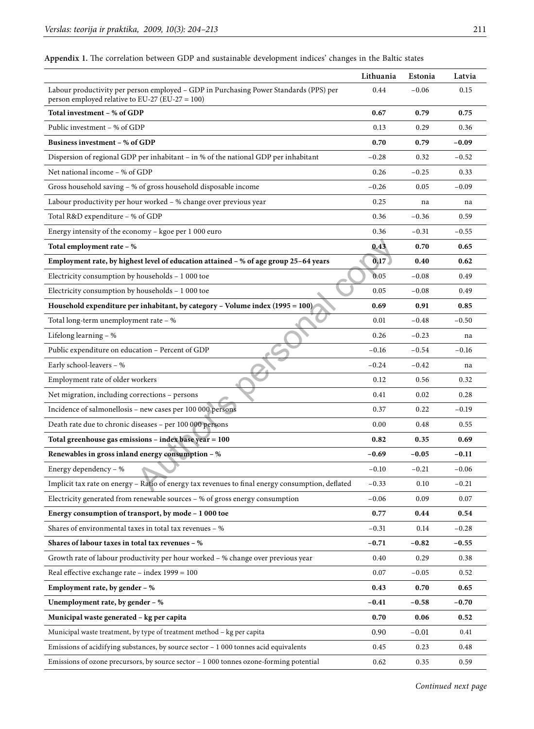**Appendix 1.** The correlation between GDP and sustainable development indices' changes in the Baltic states

| | Lithuania | Estonia | Latvia |
|---|---|---|---|
| Labour productivity per person employed – GDP in Purchasing Power Standards (PPS) per person employed relative to EU-27 (EU-27 = 100) | 0.44 | −0.06 | 0.15 |
| **Total investment – % of GDP** | **0.67** | **0.79** | **0.75** |
| Public investment – % of GDP | 0.13 | 0.29 | 0.36 |
| **Business investment – % of GDP** | **0.70** | **0.79** | **−0.09** |
| Dispersion of regional GDP per inhabitant – in % of the national GDP per inhabitant | −0.28 | 0.32 | −0.52 |
| Net national income – % of GDP | 0.26 | −0.25 | 0.33 |
| Gross household saving – % of gross household disposable income | −0.26 | 0.05 | −0.09 |
| Labour productivity per hour worked – % change over previous year | 0.25 | na | na |
| Total R&D expenditure – % of GDP | 0.36 | −0.36 | 0.59 |
| Energy intensity of the economy – kgoe per 1 000 euro | 0.36 | −0.31 | −0.55 |
| **Total employment rate – %** | **0.43** | **0.70** | **0.65** |
| **Employment rate, by highest level of education attained – % of age group 25–64 years** | **0.17** | **0.40** | **0.62** |
| Electricity consumption by households – 1 000 toe | 0.05 | −0.08 | 0.49 |
| Electricity consumption by households – 1 000 toe | 0.05 | −0.08 | 0.49 |
| **Household expenditure per inhabitant, by category – Volume index (1995 = 100)** | **0.69** | **0.91** | **0.85** |
| Total long-term unemployment rate – % | 0.01 | −0.48 | −0.50 |
| Lifelong learning – % | 0.26 | −0.23 | na |
| Public expenditure on education – Percent of GDP | −0.16 | −0.54 | −0.16 |
| Early school-leavers – % | −0.24 | −0.42 | na |
| Employment rate of older workers | 0.12 | 0.56 | 0.32 |
| Net migration, including corrections – persons | 0.41 | 0.02 | 0.28 |
| Incidence of salmonellosis – new cases per 100 000 persons | 0.37 | 0.22 | −0.19 |
| Death rate due to chronic diseases – per 100 000 persons | 0.00 | 0.48 | 0.55 |
| **Total greenhouse gas emissions – index base year = 100** | **0.82** | **0.35** | **0.69** |
| **Renewables in gross inland energy consumption – %** | **−0.69** | **−0.05** | **−0.11** |
| Energy dependency – % | −0.10 | −0.21 | −0.06 |
| Implicit tax rate on energy – Ratio of energy tax revenues to final energy consumption, deflated | −0.33 | 0.10 | −0.21 |
| Electricity generated from renewable sources – % of gross energy consumption | −0.06 | 0.09 | 0.07 |
| **Energy consumption of transport, by mode – 1 000 toe** | **0.77** | **0.44** | **0.54** |
| Shares of environmental taxes in total tax revenues – % | −0.31 | 0.14 | −0.28 |
| **Shares of labour taxes in total tax revenues – %** | **−0.71** | **−0.82** | **−0.55** |
| Growth rate of labour productivity per hour worked – % change over previous year | 0.40 | 0.29 | 0.38 |
| Real effective exchange rate – index 1999 = 100 | 0.07 | −0.05 | 0.52 |
| **Employment rate, by gender – %** | **0.43** | **0.70** | **0.65** |
| **Unemployment rate, by gender – %** | **−0.41** | **−0.58** | **−0.70** |
| **Municipal waste generated – kg per capita** | **0.70** | **0.06** | **0.52** |
| Municipal waste treatment, by type of treatment method – kg per capita | 0.90 | −0.01 | 0.41 |
| Emissions of acidifying substances, by source sector – 1 000 tonnes acid equivalents | 0.45 | 0.23 | 0.48 |
| Emissions of ozone precursors, by source sector – 1 000 tonnes ozone-forming potential | 0.62 | 0.35 | 0.59 |

*Continued next page*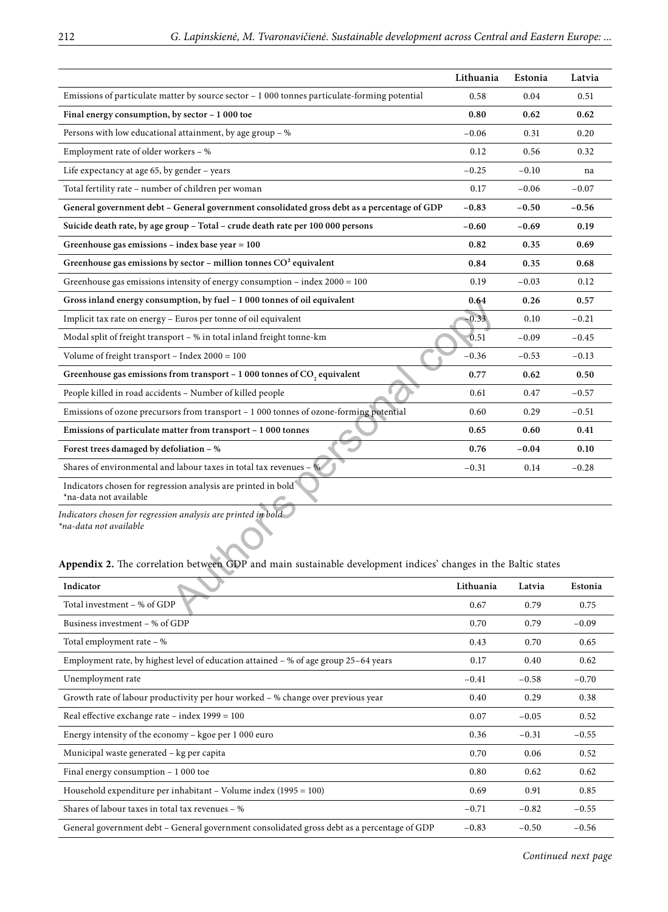| | Lithuania | Estonia | Latvia |
|---|---|---|---|
| Emissions of particulate matter by source sector – 1 000 tonnes particulate-forming potential | 0.58 | 0.04 | 0.51 |
| **Final energy consumption, by sector – 1 000 toe** | **0.80** | **0.62** | **0.62** |
| Persons with low educational attainment, by age group – % | −0.06 | 0.31 | 0.20 |
| Employment rate of older workers – % | 0.12 | 0.56 | 0.32 |
| Life expectancy at age 65, by gender – years | −0.25 | −0.10 | na |
| Total fertility rate – number of children per woman | 0.17 | −0.06 | −0.07 |
| **General government debt – General government consolidated gross debt as a percentage of GDP** | **−0.83** | **−0.50** | **−0.56** |
| **Suicide death rate, by age group – Total – crude death rate per 100 000 persons** | **−0.60** | **−0.69** | **0.19** |
| **Greenhouse gas emissions – index base year = 100** | **0.82** | **0.35** | **0.69** |
| **Greenhouse gas emissions by sector – million tonnes $CO^2$ equivalent** | **0.84** | **0.35** | **0.68** |
| Greenhouse gas emissions intensity of energy consumption – index 2000 = 100 | 0.19 | −0.03 | 0.12 |
| **Gross inland energy consumption, by fuel – 1 000 tonnes of oil equivalent** | **0.64** | **0.26** | **0.57** |
| Implicit tax rate on energy – Euros per tonne of oil equivalent | −0.33 | 0.10 | −0.21 |
| Modal split of freight transport – % in total inland freight tonne-km | 0.51 | −0.09 | −0.45 |
| Volume of freight transport – Index 2000 = 100 | −0.36 | −0.53 | −0.13 |
| **Greenhouse gas emissions from transport – 1 000 tonnes of $CO_2$ equivalent** | **0.77** | **0.62** | **0.50** |
| People killed in road accidents – Number of killed people | 0.61 | 0.47 | −0.57 |
| Emissions of ozone precursors from transport – 1 000 tonnes of ozone-forming potential | 0.60 | 0.29 | −0.51 |
| **Emissions of particulate matter from transport – 1 000 tonnes** | **0.65** | **0.60** | **0.41** |
| **Forest trees damaged by defoliation – %** | **0.76** | **−0.04** | **0.10** |
| Shares of environmental and labour taxes in total tax revenues – % | −0.31 | 0.14 | −0.28 |
| Indicators chosen for regression analysis are printed in bold *na-data not available | | | |

*Indicators chosen for regression analysis are printed in bold*
*\*na-data not available*

**Appendix 2.** The correlation between GDP and main sustainable development indices' changes in the Baltic states

| Indicator | Lithuania | Latvia | Estonia |
|---|---|---|---|
| Total investment – % of GDP | 0.67 | 0.79 | 0.75 |
| Business investment – % of GDP | 0.70 | 0.79 | −0.09 |
| Total employment rate – % | 0.43 | 0.70 | 0.65 |
| Employment rate, by highest level of education attained – % of age group 25–64 years | 0.17 | 0.40 | 0.62 |
| Unemployment rate | −0.41 | −0.58 | −0.70 |
| Growth rate of labour productivity per hour worked – % change over previous year | 0.40 | 0.29 | 0.38 |
| Real effective exchange rate – index 1999 = 100 | 0.07 | −0.05 | 0.52 |
| Energy intensity of the economy – kgoe per 1 000 euro | 0.36 | −0.31 | −0.55 |
| Municipal waste generated – kg per capita | 0.70 | 0.06 | 0.52 |
| Final energy consumption – 1 000 toe | 0.80 | 0.62 | 0.62 |
| Household expenditure per inhabitant – Volume index (1995 = 100) | 0.69 | 0.91 | 0.85 |
| Shares of labour taxes in total tax revenues – % | −0.71 | −0.82 | −0.55 |
| General government debt – General government consolidated gross debt as a percentage of GDP | −0.83 | −0.50 | −0.56 |

*Continued next page*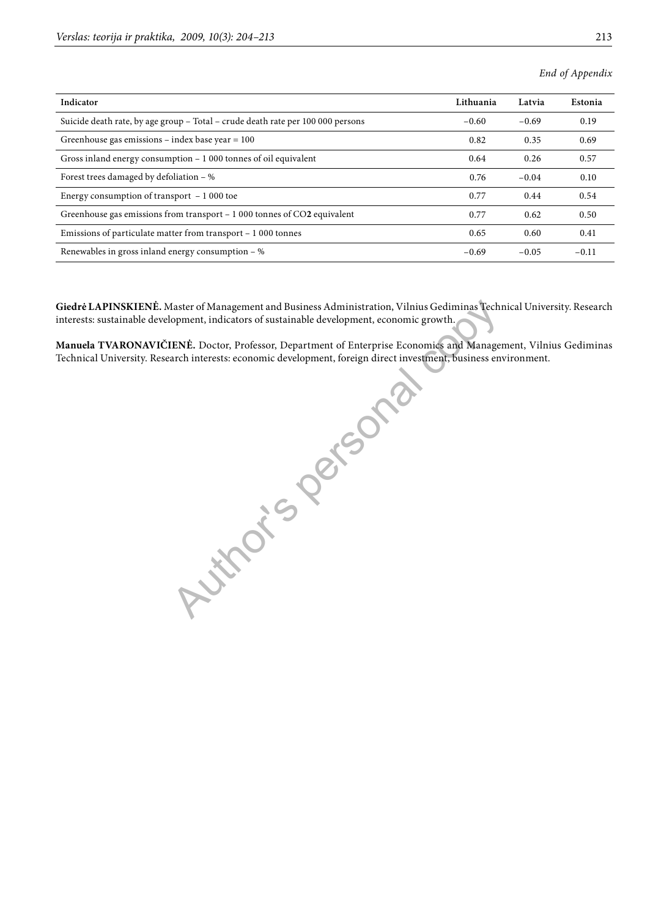*End of Appendix*

| Indicator | Lithuania | Latvia | Estonia |
|---|---|---|---|
| Suicide death rate, by age group – Total – crude death rate per 100 000 persons | −0.60 | −0.69 | 0.19 |
| Greenhouse gas emissions – index base year = 100 | 0.82 | 0.35 | 0.69 |
| Gross inland energy consumption – 1 000 tonnes of oil equivalent | 0.64 | 0.26 | 0.57 |
| Forest trees damaged by defoliation – % | 0.76 | −0.04 | 0.10 |
| Energy consumption of transport – 1 000 toe | 0.77 | 0.44 | 0.54 |
| Greenhouse gas emissions from transport – 1 000 tonnes of $CO_2$ equivalent | 0.77 | 0.62 | 0.50 |
| Emissions of particulate matter from transport – 1 000 tonnes | 0.65 | 0.60 | 0.41 |
| Renewables in gross inland energy consumption – % | −0.69 | −0.05 | −0.11 |

**Giedrė LAPINSKIENĖ.** Master of Management and Business Administration, Vilnius Gediminas Technical University. Research interests: sustainable development, indicators of sustainable development, economic growth.

**Manuela TVARONAVIČIENĖ.** Doctor, Professor, Department of Enterprise Economics and Management, Vilnius Gediminas Technical University. Research interests: economic development, foreign direct investment, business environment.